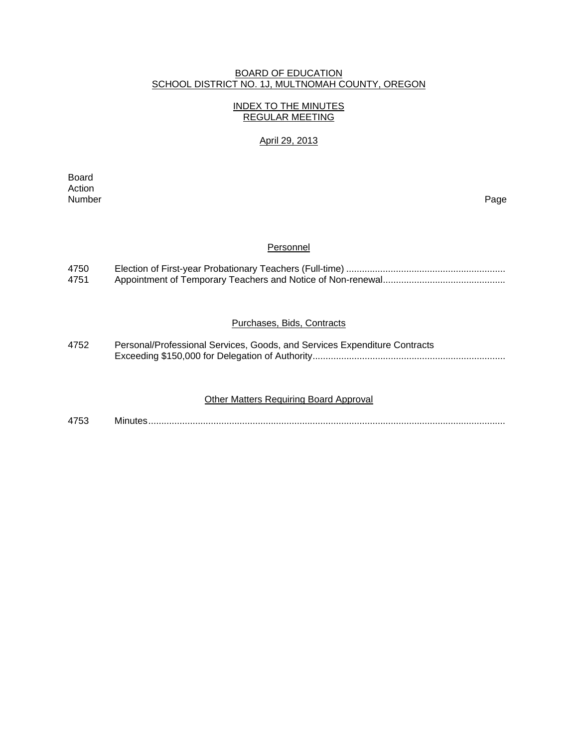# BOARD OF EDUCATION
## SCHOOL DISTRICT NO. 1J, MULTNOMAH COUNTY, OREGON

## INDEX TO THE MINUTES
## REGULAR MEETING

April 29, 2013

| Board Action Number | | Page |
|---|---|---|

### Personnel

| | | |
|---|---|---|
| 4750 | Election of First-year Probationary Teachers (Full-time) | |
| 4751 | Appointment of Temporary Teachers and Notice of Non-renewal | |

### Purchases, Bids, Contracts

| | | |
|---|---|---|
| 4752 | Personal/Professional Services, Goods, and Services Expenditure Contracts Exceeding $150,000 for Delegation of Authority | |

### Other Matters Requiring Board Approval

| | | |
|---|---|---|
| 4753 | Minutes | |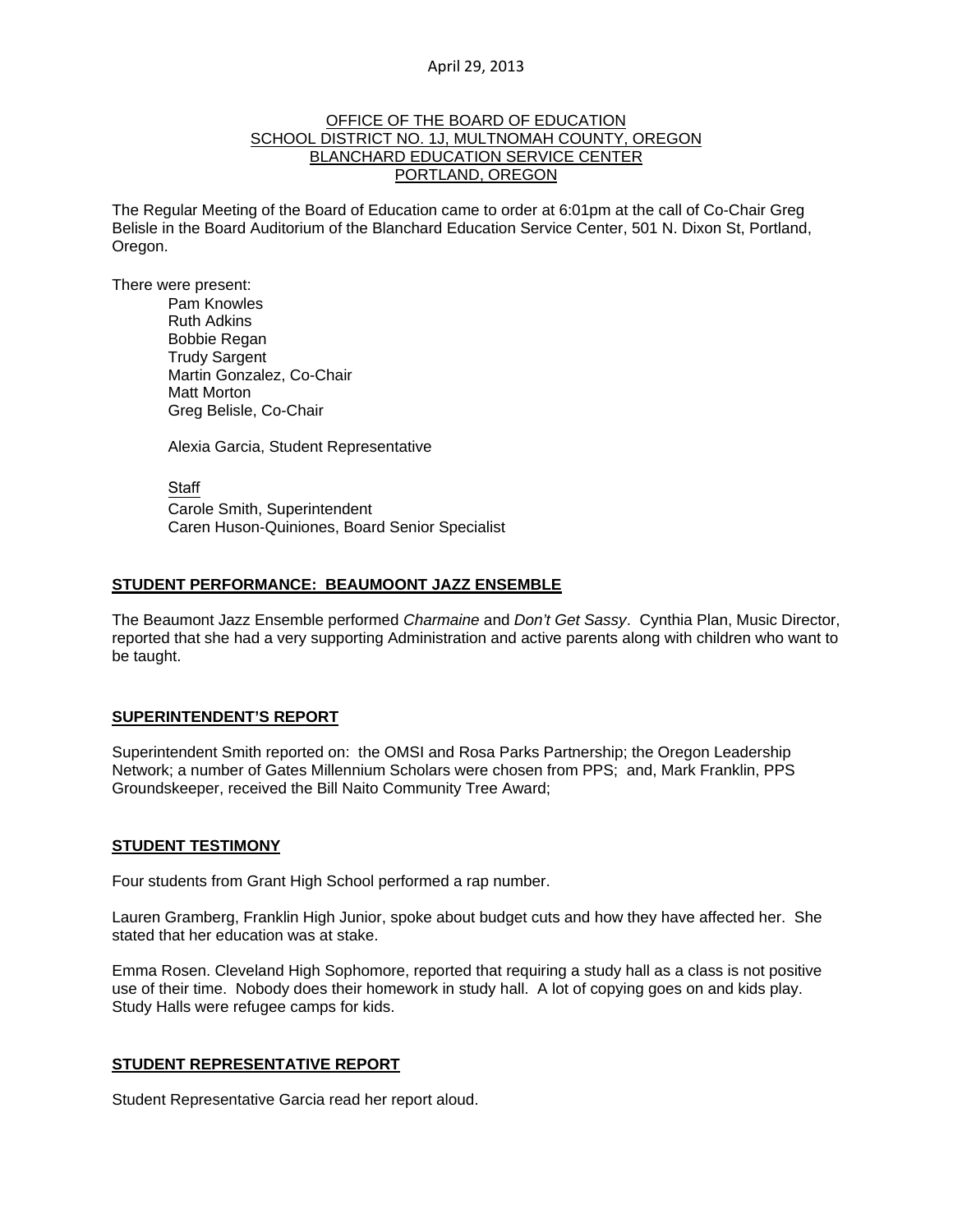April 29, 2013

OFFICE OF THE BOARD OF EDUCATION
SCHOOL DISTRICT NO. 1J, MULTNOMAH COUNTY, OREGON
BLANCHARD EDUCATION SERVICE CENTER
PORTLAND, OREGON

The Regular Meeting of the Board of Education came to order at 6:01pm at the call of Co-Chair Greg Belisle in the Board Auditorium of the Blanchard Education Service Center, 501 N. Dixon St, Portland, Oregon.

There were present:

- Pam Knowles
- Ruth Adkins
- Bobbie Regan
- Trudy Sargent
- Martin Gonzalez, Co-Chair
- Matt Morton
- Greg Belisle, Co-Chair

Alexia Garcia, Student Representative

Staff

- Carole Smith, Superintendent
- Caren Huson-Quiniones, Board Senior Specialist

## STUDENT PERFORMANCE: BEAUMOONT JAZZ ENSEMBLE

The Beaumont Jazz Ensemble performed *Charmaine* and *Don't Get Sassy*. Cynthia Plan, Music Director, reported that she had a very supporting Administration and active parents along with children who want to be taught.

## SUPERINTENDENT'S REPORT

Superintendent Smith reported on: the OMSI and Rosa Parks Partnership; the Oregon Leadership Network; a number of Gates Millennium Scholars were chosen from PPS; and, Mark Franklin, PPS Groundskeeper, received the Bill Naito Community Tree Award;

## STUDENT TESTIMONY

Four students from Grant High School performed a rap number.

Lauren Gramberg, Franklin High Junior, spoke about budget cuts and how they have affected her. She stated that her education was at stake.

Emma Rosen. Cleveland High Sophomore, reported that requiring a study hall as a class is not positive use of their time. Nobody does their homework in study hall. A lot of copying goes on and kids play. Study Halls were refugee camps for kids.

## STUDENT REPRESENTATIVE REPORT

Student Representative Garcia read her report aloud.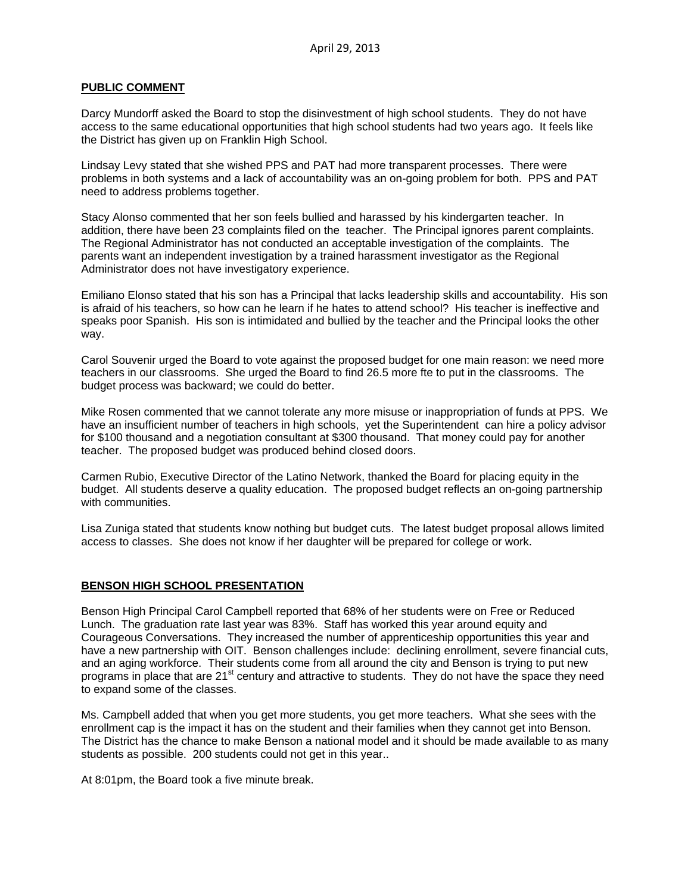April 29, 2013

## PUBLIC COMMENT

Darcy Mundorff asked the Board to stop the disinvestment of high school students. They do not have access to the same educational opportunities that high school students had two years ago. It feels like the District has given up on Franklin High School.

Lindsay Levy stated that she wished PPS and PAT had more transparent processes. There were problems in both systems and a lack of accountability was an on-going problem for both. PPS and PAT need to address problems together.

Stacy Alonso commented that her son feels bullied and harassed by his kindergarten teacher. In addition, there have been 23 complaints filed on the teacher. The Principal ignores parent complaints. The Regional Administrator has not conducted an acceptable investigation of the complaints. The parents want an independent investigation by a trained harassment investigator as the Regional Administrator does not have investigatory experience.

Emiliano Elonso stated that his son has a Principal that lacks leadership skills and accountability. His son is afraid of his teachers, so how can he learn if he hates to attend school? His teacher is ineffective and speaks poor Spanish. His son is intimidated and bullied by the teacher and the Principal looks the other way.

Carol Souvenir urged the Board to vote against the proposed budget for one main reason: we need more teachers in our classrooms. She urged the Board to find 26.5 more fte to put in the classrooms. The budget process was backward; we could do better.

Mike Rosen commented that we cannot tolerate any more misuse or inappropriation of funds at PPS. We have an insufficient number of teachers in high schools, yet the Superintendent can hire a policy advisor for $100 thousand and a negotiation consultant at $300 thousand. That money could pay for another teacher. The proposed budget was produced behind closed doors.

Carmen Rubio, Executive Director of the Latino Network, thanked the Board for placing equity in the budget. All students deserve a quality education. The proposed budget reflects an on-going partnership with communities.

Lisa Zuniga stated that students know nothing but budget cuts. The latest budget proposal allows limited access to classes. She does not know if her daughter will be prepared for college or work.

## BENSON HIGH SCHOOL PRESENTATION

Benson High Principal Carol Campbell reported that 68% of her students were on Free or Reduced Lunch. The graduation rate last year was 83%. Staff has worked this year around equity and Courageous Conversations. They increased the number of apprenticeship opportunities this year and have a new partnership with OIT. Benson challenges include: declining enrollment, severe financial cuts, and an aging workforce. Their students come from all around the city and Benson is trying to put new programs in place that are 21st century and attractive to students. They do not have the space they need to expand some of the classes.

Ms. Campbell added that when you get more students, you get more teachers. What she sees with the enrollment cap is the impact it has on the student and their families when they cannot get into Benson. The District has the chance to make Benson a national model and it should be made available to as many students as possible. 200 students could not get in this year..

At 8:01pm, the Board took a five minute break.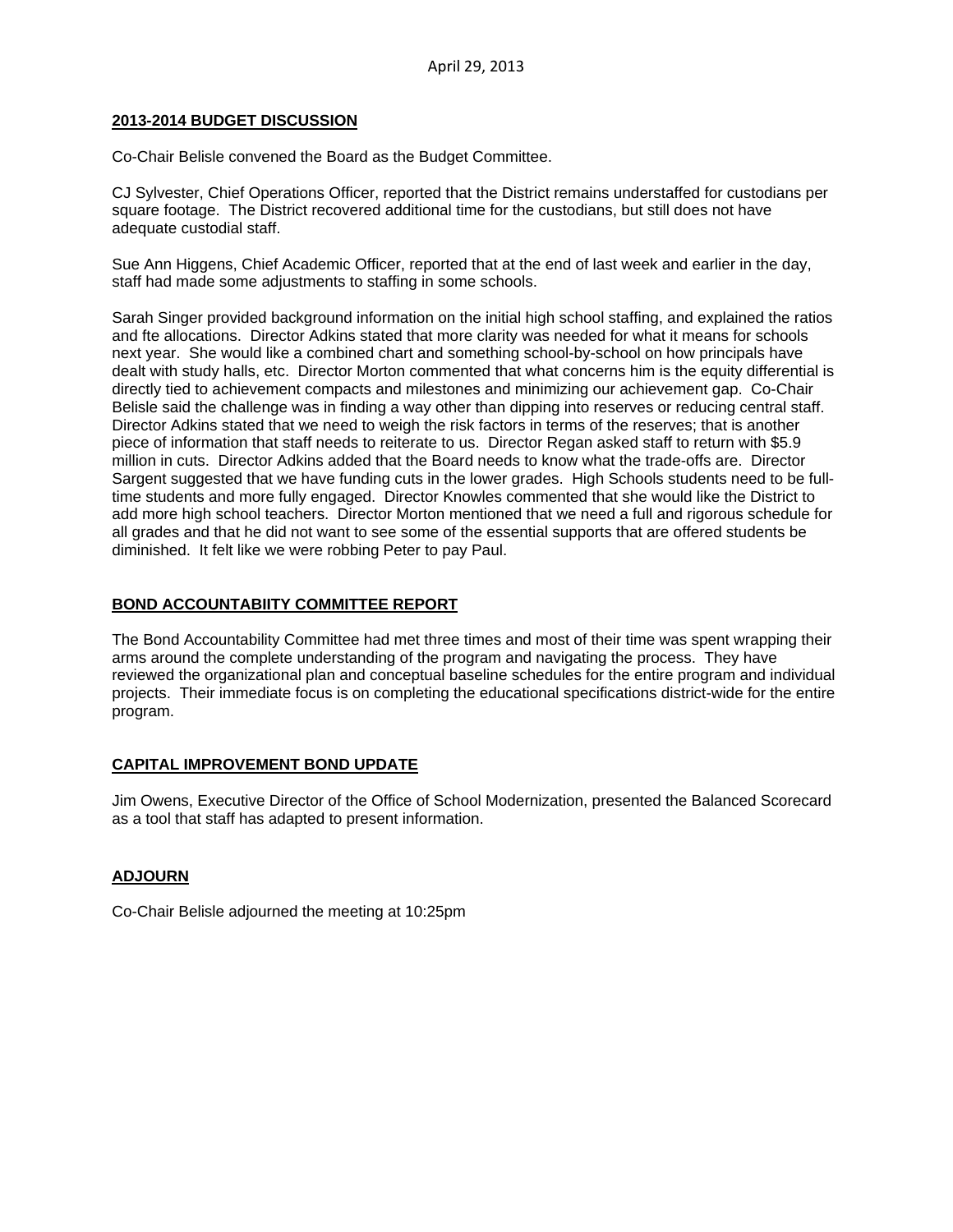April 29, 2013

## 2013-2014 BUDGET DISCUSSION

Co-Chair Belisle convened the Board as the Budget Committee.

CJ Sylvester, Chief Operations Officer, reported that the District remains understaffed for custodians per square footage. The District recovered additional time for the custodians, but still does not have adequate custodial staff.

Sue Ann Higgens, Chief Academic Officer, reported that at the end of last week and earlier in the day, staff had made some adjustments to staffing in some schools.

Sarah Singer provided background information on the initial high school staffing, and explained the ratios and fte allocations. Director Adkins stated that more clarity was needed for what it means for schools next year. She would like a combined chart and something school-by-school on how principals have dealt with study halls, etc. Director Morton commented that what concerns him is the equity differential is directly tied to achievement compacts and milestones and minimizing our achievement gap. Co-Chair Belisle said the challenge was in finding a way other than dipping into reserves or reducing central staff. Director Adkins stated that we need to weigh the risk factors in terms of the reserves; that is another piece of information that staff needs to reiterate to us. Director Regan asked staff to return with $5.9 million in cuts. Director Adkins added that the Board needs to know what the trade-offs are. Director Sargent suggested that we have funding cuts in the lower grades. High Schools students need to be full-time students and more fully engaged. Director Knowles commented that she would like the District to add more high school teachers. Director Morton mentioned that we need a full and rigorous schedule for all grades and that he did not want to see some of the essential supports that are offered students be diminished. It felt like we were robbing Peter to pay Paul.

## BOND ACCOUNTABIITY COMMITTEE REPORT

The Bond Accountability Committee had met three times and most of their time was spent wrapping their arms around the complete understanding of the program and navigating the process. They have reviewed the organizational plan and conceptual baseline schedules for the entire program and individual projects. Their immediate focus is on completing the educational specifications district-wide for the entire program.

## CAPITAL IMPROVEMENT BOND UPDATE

Jim Owens, Executive Director of the Office of School Modernization, presented the Balanced Scorecard as a tool that staff has adapted to present information.

## ADJOURN

Co-Chair Belisle adjourned the meeting at 10:25pm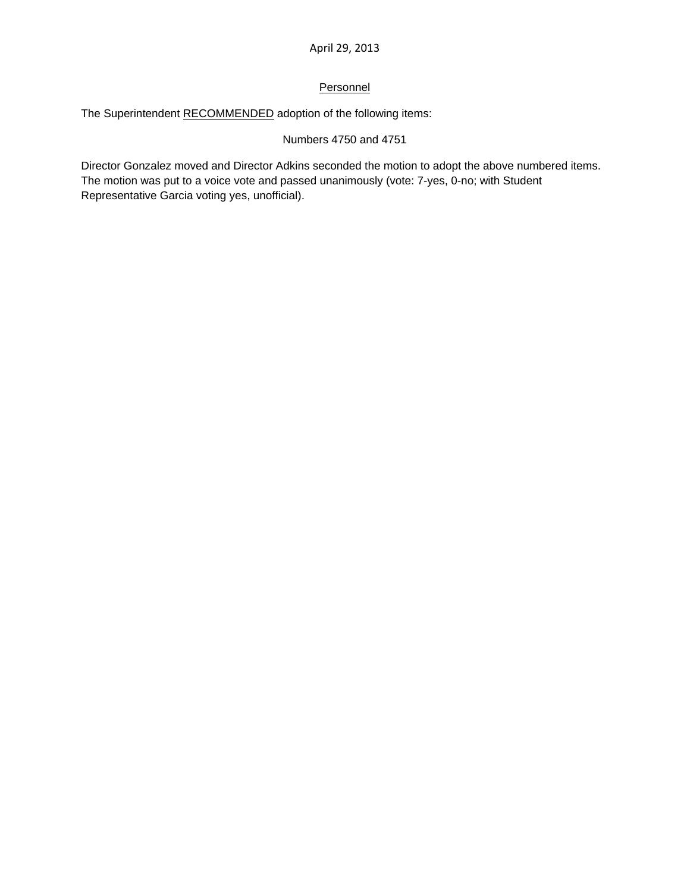April 29, 2013

## Personnel

The Superintendent RECOMMENDED adoption of the following items:

Numbers 4750 and 4751

Director Gonzalez moved and Director Adkins seconded the motion to adopt the above numbered items. The motion was put to a voice vote and passed unanimously (vote: 7-yes, 0-no; with Student Representative Garcia voting yes, unofficial).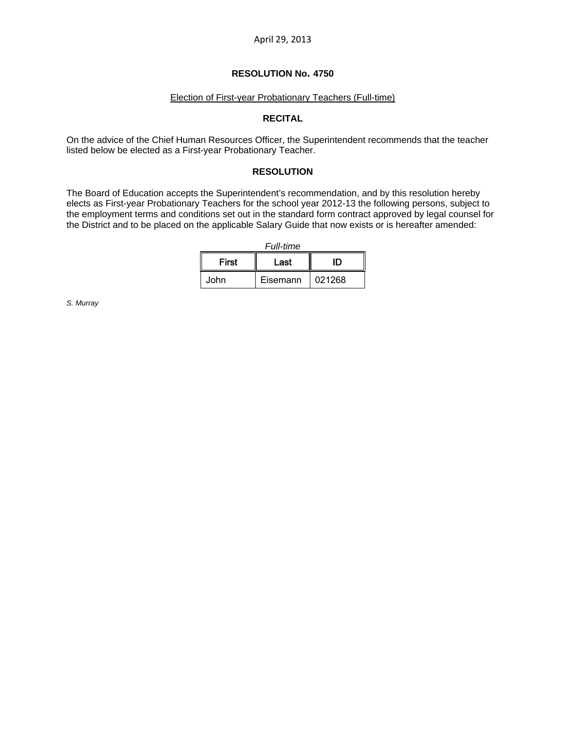April 29, 2013

## RESOLUTION No. 4750

Election of First-year Probationary Teachers (Full-time)

### RECITAL

On the advice of the Chief Human Resources Officer, the Superintendent recommends that the teacher listed below be elected as a First-year Probationary Teacher.

### RESOLUTION

The Board of Education accepts the Superintendent's recommendation, and by this resolution hereby elects as First-year Probationary Teachers for the school year 2012-13 the following persons, subject to the employment terms and conditions set out in the standard form contract approved by legal counsel for the District and to be placed on the applicable Salary Guide that now exists or is hereafter amended:

*Full-time*

| First | Last | ID |
|---|---|---|
| John | Eisemann | 021268 |

*S. Murray*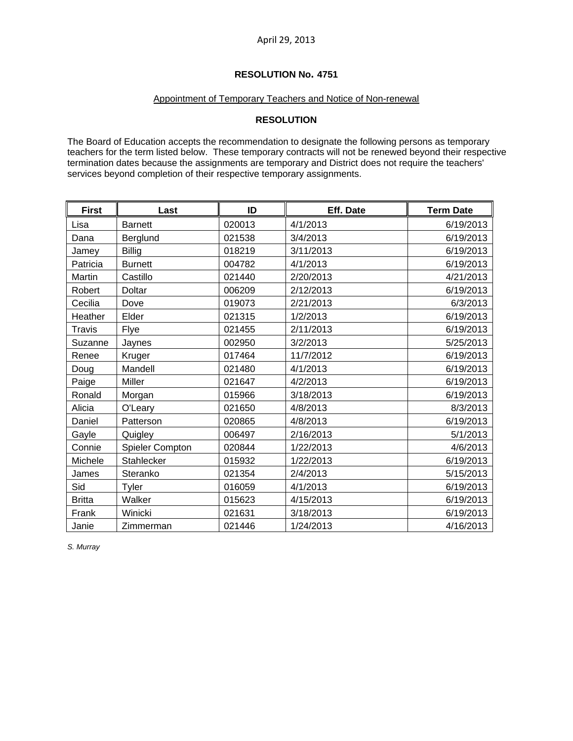April 29, 2013

**RESOLUTION No. 4751**

Appointment of Temporary Teachers and Notice of Non-renewal

**RESOLUTION**

The Board of Education accepts the recommendation to designate the following persons as temporary teachers for the term listed below. These temporary contracts will not be renewed beyond their respective termination dates because the assignments are temporary and District does not require the teachers' services beyond completion of their respective temporary assignments.

| First | Last | ID | Eff. Date | Term Date |
|---|---|---|---|---|
| Lisa | Barnett | 020013 | 4/1/2013 | 6/19/2013 |
| Dana | Berglund | 021538 | 3/4/2013 | 6/19/2013 |
| Jamey | Billig | 018219 | 3/11/2013 | 6/19/2013 |
| Patricia | Burnett | 004782 | 4/1/2013 | 6/19/2013 |
| Martin | Castillo | 021440 | 2/20/2013 | 4/21/2013 |
| Robert | Doltar | 006209 | 2/12/2013 | 6/19/2013 |
| Cecilia | Dove | 019073 | 2/21/2013 | 6/3/2013 |
| Heather | Elder | 021315 | 1/2/2013 | 6/19/2013 |
| Travis | Flye | 021455 | 2/11/2013 | 6/19/2013 |
| Suzanne | Jaynes | 002950 | 3/2/2013 | 5/25/2013 |
| Renee | Kruger | 017464 | 11/7/2012 | 6/19/2013 |
| Doug | Mandell | 021480 | 4/1/2013 | 6/19/2013 |
| Paige | Miller | 021647 | 4/2/2013 | 6/19/2013 |
| Ronald | Morgan | 015966 | 3/18/2013 | 6/19/2013 |
| Alicia | O'Leary | 021650 | 4/8/2013 | 8/3/2013 |
| Daniel | Patterson | 020865 | 4/8/2013 | 6/19/2013 |
| Gayle | Quigley | 006497 | 2/16/2013 | 5/1/2013 |
| Connie | Spieler Compton | 020844 | 1/22/2013 | 4/6/2013 |
| Michele | Stahlecker | 015932 | 1/22/2013 | 6/19/2013 |
| James | Steranko | 021354 | 2/4/2013 | 5/15/2013 |
| Sid | Tyler | 016059 | 4/1/2013 | 6/19/2013 |
| Britta | Walker | 015623 | 4/15/2013 | 6/19/2013 |
| Frank | Winicki | 021631 | 3/18/2013 | 6/19/2013 |
| Janie | Zimmerman | 021446 | 1/24/2013 | 4/16/2013 |

*S. Murray*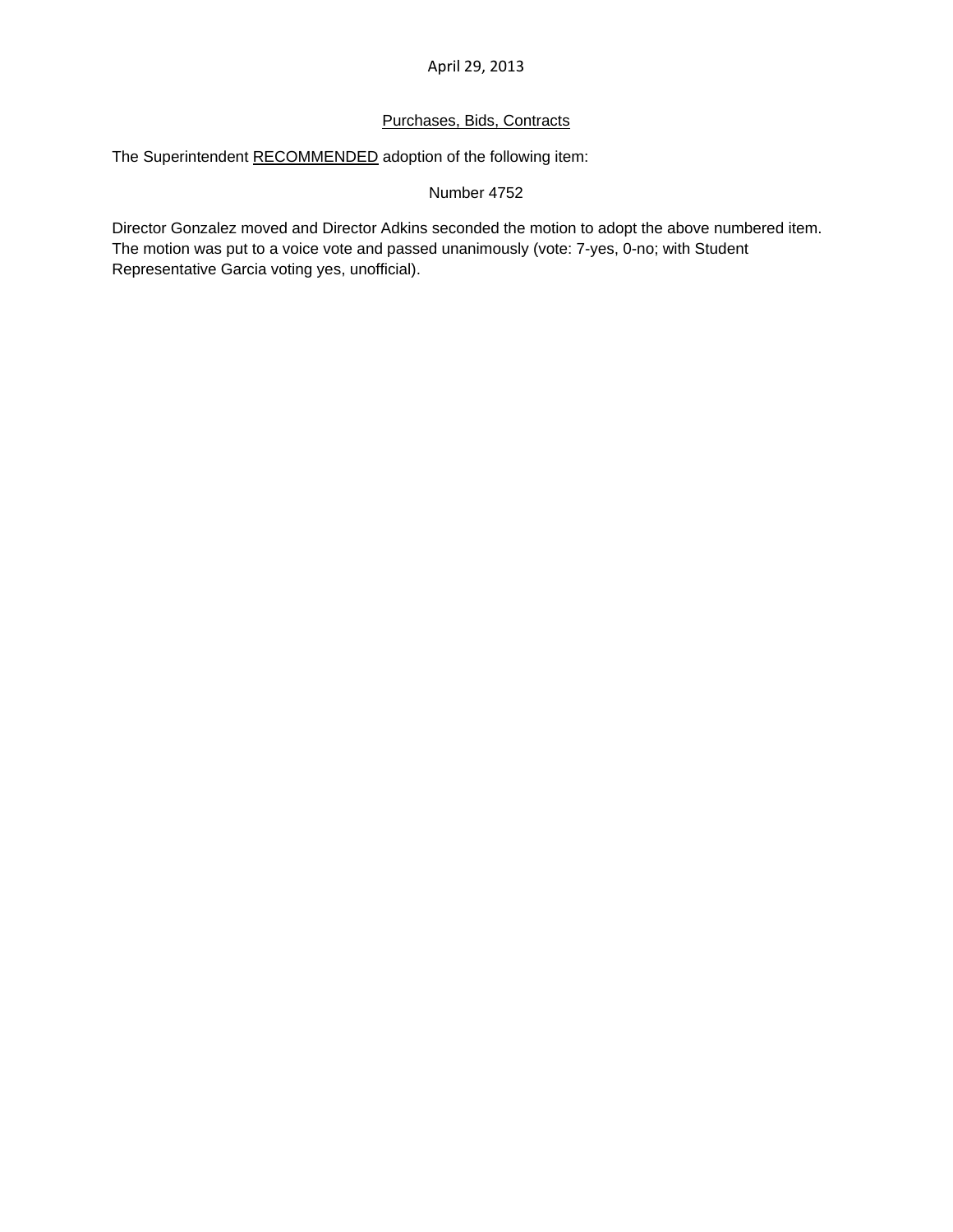April 29, 2013

Purchases, Bids, Contracts

The Superintendent RECOMMENDED adoption of the following item:

Number 4752

Director Gonzalez moved and Director Adkins seconded the motion to adopt the above numbered item. The motion was put to a voice vote and passed unanimously (vote: 7-yes, 0-no; with Student Representative Garcia voting yes, unofficial).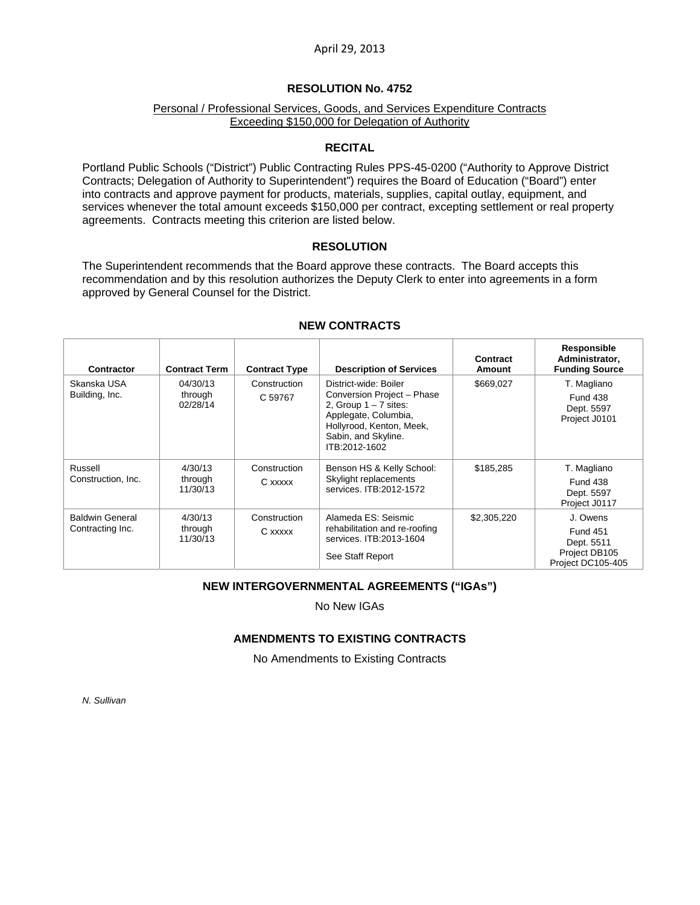April 29, 2013

## RESOLUTION No. 4752

Personal / Professional Services, Goods, and Services Expenditure Contracts Exceeding $150,000 for Delegation of Authority

### RECITAL

Portland Public Schools ("District") Public Contracting Rules PPS-45-0200 ("Authority to Approve District Contracts; Delegation of Authority to Superintendent") requires the Board of Education ("Board") enter into contracts and approve payment for products, materials, supplies, capital outlay, equipment, and services whenever the total amount exceeds $150,000 per contract, excepting settlement or real property agreements. Contracts meeting this criterion are listed below.

### RESOLUTION

The Superintendent recommends that the Board approve these contracts. The Board accepts this recommendation and by this resolution authorizes the Deputy Clerk to enter into agreements in a form approved by General Counsel for the District.

### NEW CONTRACTS

| Contractor | Contract Term | Contract Type | Description of Services | Contract Amount | Responsible Administrator, Funding Source |
|---|---|---|---|---|---|
| Skanska USA Building, Inc. | 04/30/13 through 02/28/14 | Construction C 59767 | District-wide: Boiler Conversion Project – Phase 2, Group 1 – 7 sites: Applegate, Columbia, Hollyrood, Kenton, Meek, Sabin, and Skyline. ITB:2012-1602 | $669,027 | T. Magliano Fund 438 Dept. 5597 Project J0101 |
| Russell Construction, Inc. | 4/30/13 through 11/30/13 | Construction C xxxxx | Benson HS & Kelly School: Skylight replacements services. ITB:2012-1572 | $185,285 | T. Magliano Fund 438 Dept. 5597 Project J0117 |
| Baldwin General Contracting Inc. | 4/30/13 through 11/30/13 | Construction C xxxxx | Alameda ES: Seismic rehabilitation and re-roofing services. ITB:2013-1604 See Staff Report | $2,305,220 | J. Owens Fund 451 Dept. 5511 Project DB105 Project DC105-405 |

### NEW INTERGOVERNMENTAL AGREEMENTS ("IGAs")

No New IGAs

### AMENDMENTS TO EXISTING CONTRACTS

No Amendments to Existing Contracts

*N. Sullivan*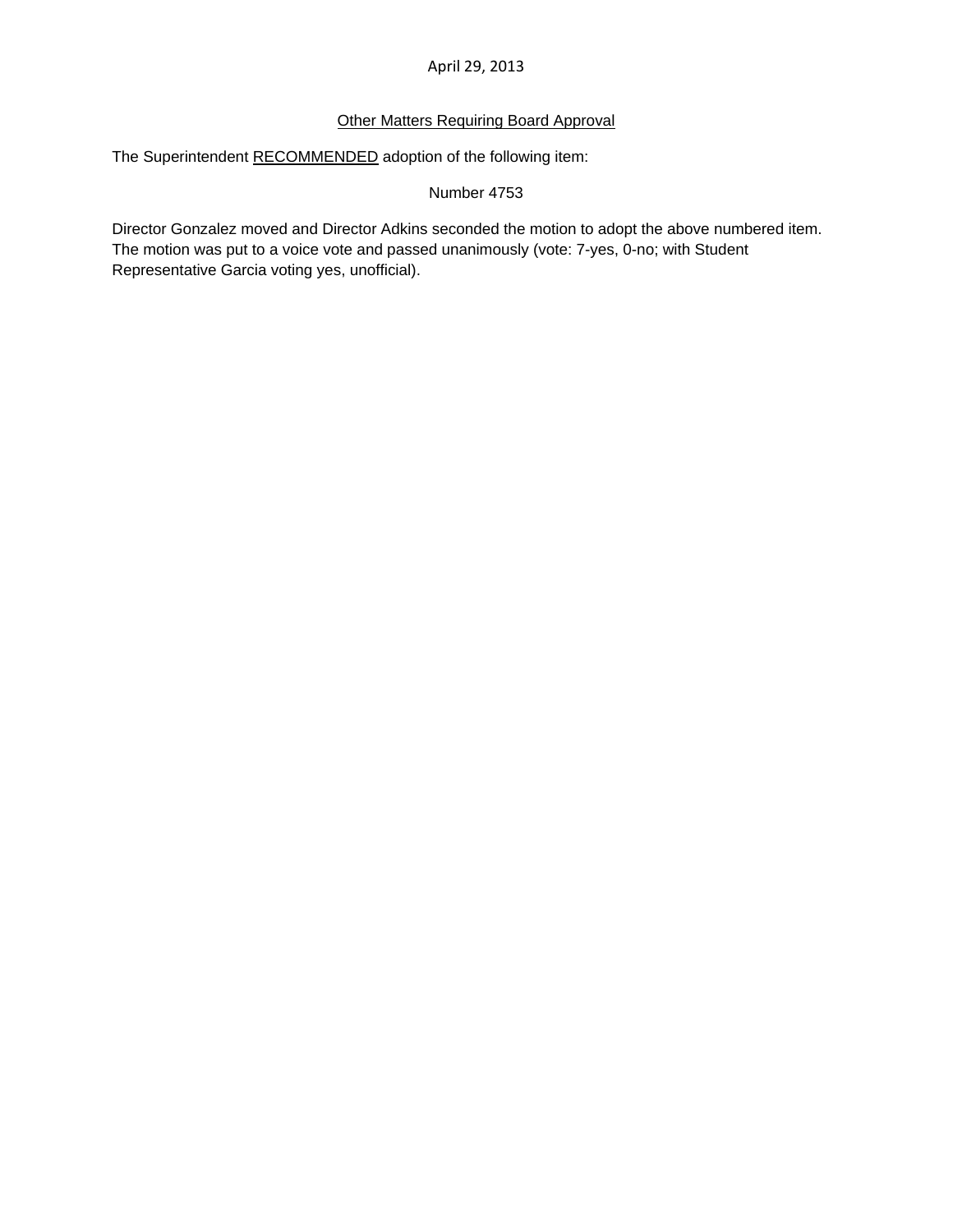April 29, 2013

## Other Matters Requiring Board Approval

The Superintendent RECOMMENDED adoption of the following item:

Number 4753

Director Gonzalez moved and Director Adkins seconded the motion to adopt the above numbered item. The motion was put to a voice vote and passed unanimously (vote: 7-yes, 0-no; with Student Representative Garcia voting yes, unofficial).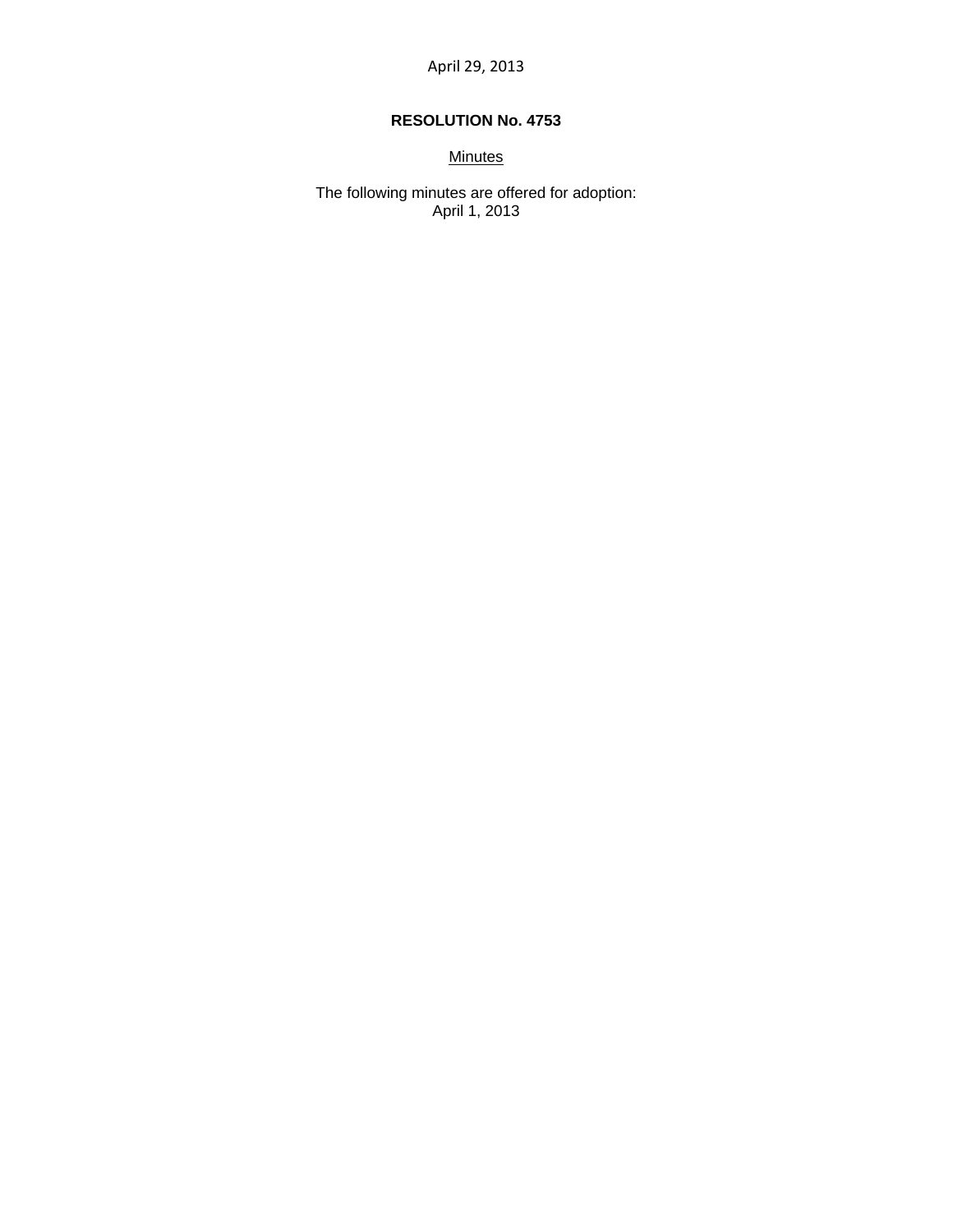April 29, 2013

## RESOLUTION No. 4753

Minutes

The following minutes are offered for adoption:
April 1, 2013